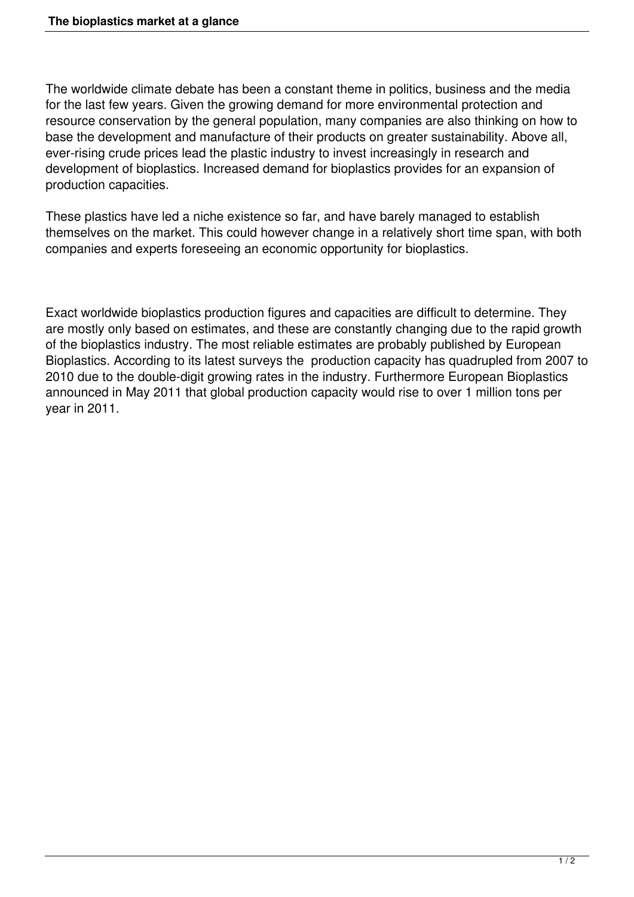The worldwide climate debate has been a constant theme in politics, business and the media for the last few years. Given the growing demand for more environmental protection and resource conservation by the general population, many companies are also thinking on how to base the development and manufacture of their products on greater sustainability. Above all, ever-rising crude prices lead the plastic industry to invest increasingly in research and development of bioplastics. Increased demand for bioplastics provides for an expansion of production capacities.

These plastics have led a niche existence so far, and have barely managed to establish themselves on the market. This could however change in a relatively short time span, with both companies and experts foreseeing an economic opportunity for bioplastics.

Exact worldwide bioplastics production figures and capacities are difficult to determine. They are mostly only based on estimates, and these are constantly changing due to the rapid growth of the bioplastics industry. The most reliable estimates are probably published by European Bioplastics. According to its latest surveys the production capacity has quadrupled from 2007 to 2010 due to the double-digit growing rates in the industry. Furthermore European Bioplastics announced in May 2011 that global production capacity would rise to over 1 million tons per year in 2011.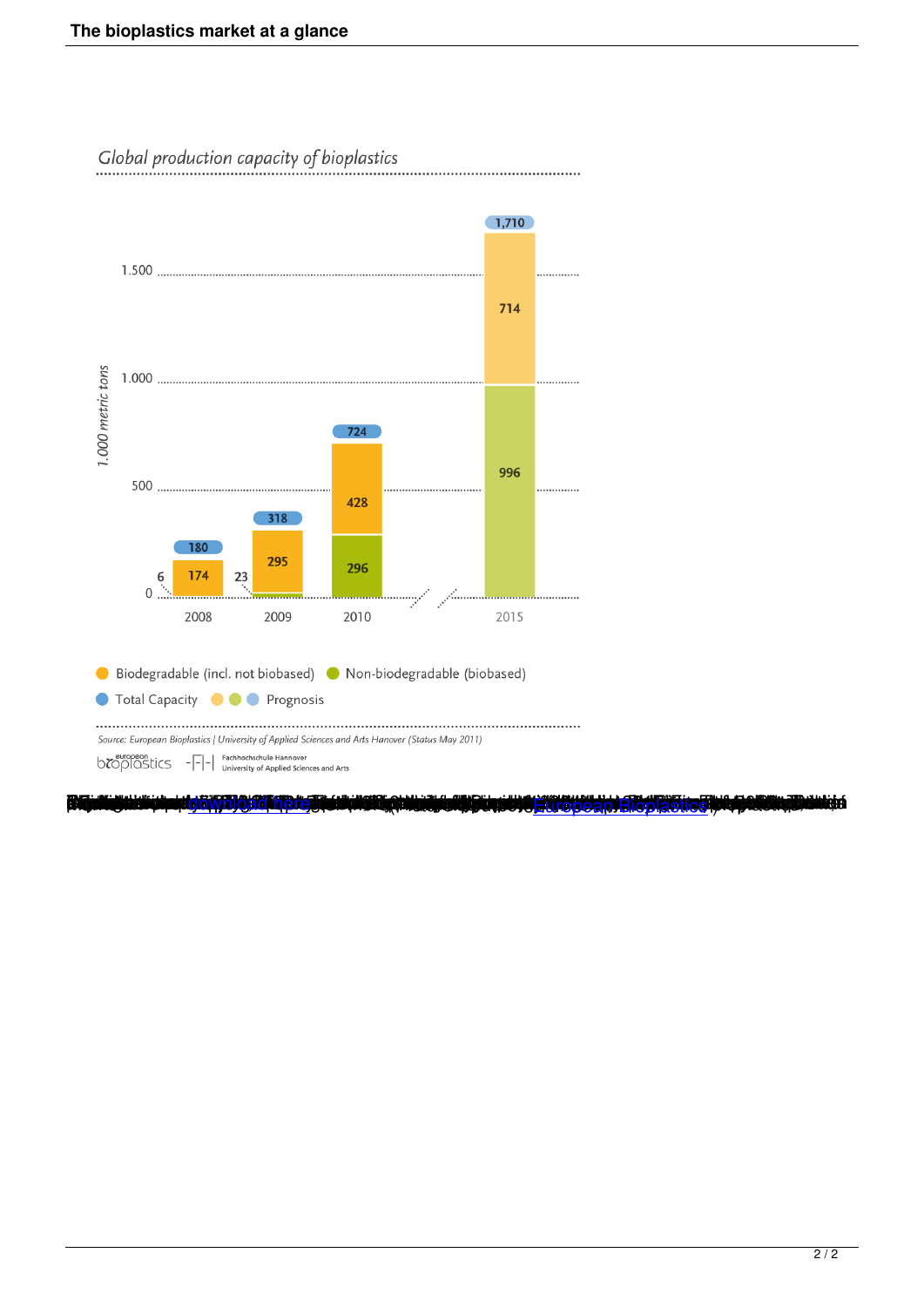Global production capacity of bioplastics

1.000 metric tons

1.500

1.000

500

0

1,710

714

996

724

428

296

318

295

23

180

174

6

2008

2009

2010

2015

Biodegradable (incl. not biobased)

Non-biodegradable (biobased)

Total Capacity

Prognosis

Source: European Bioplastics | University of Applied Sciences and Arts Hanover (Status May 2011)

european bioplastics

Fachhochschule Hannover University of Applied Sciences and Arts